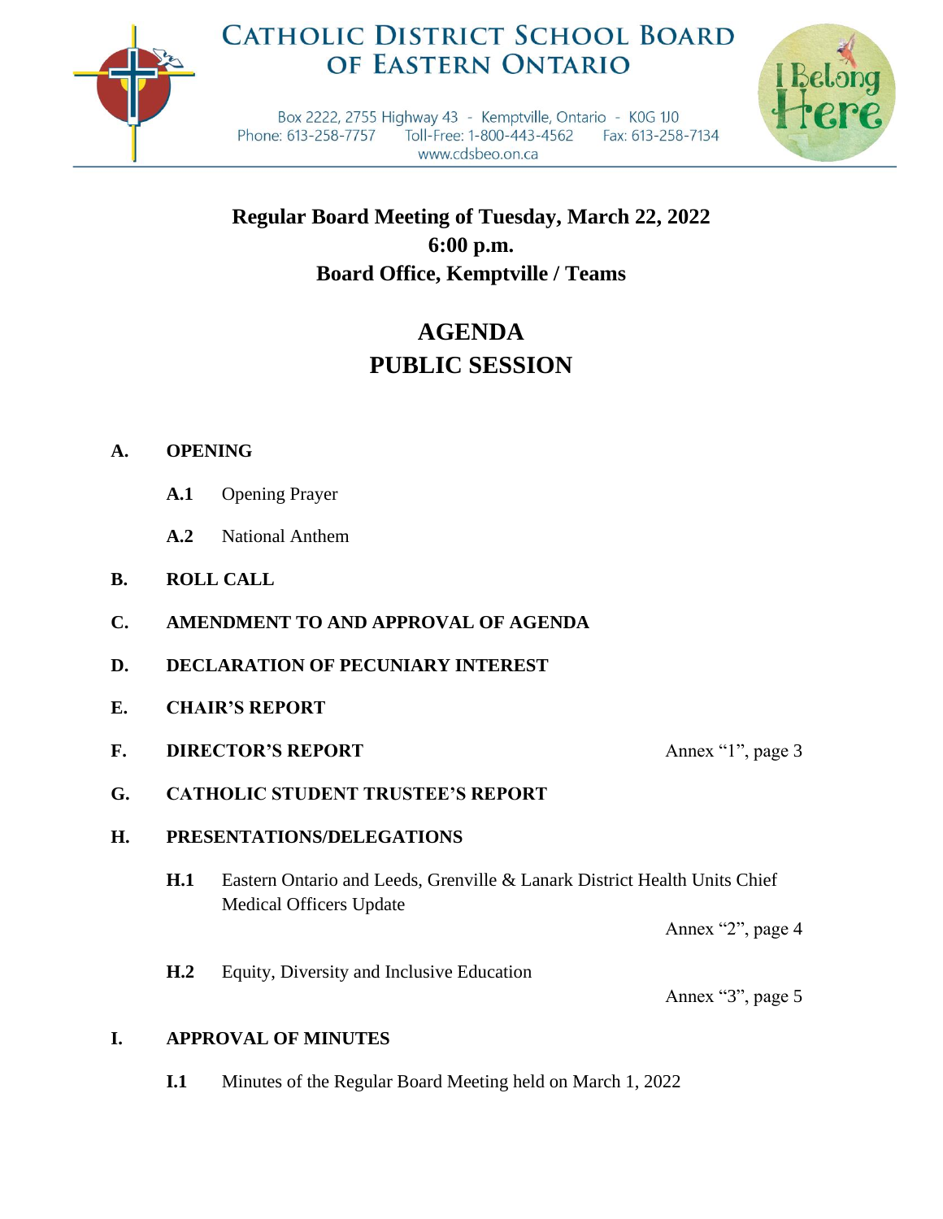# CATHOLIC DISTRICT SCHOOL BOARD OF EASTERN ONTARIO

Box 2222, 2755 Highway 43 - Kemptville, Ontario - K0G 1J0
Phone: 613-258-7757    Toll-Free: 1-800-443-4562    Fax: 613-258-7134
www.cdsbeo.on.ca

I Belong Here

**Regular Board Meeting of Tuesday, March 22, 2022**
**6:00 p.m.**
**Board Office, Kemptville / Teams**

## AGENDA
## PUBLIC SESSION

**A. OPENING**

- **A.1** Opening Prayer
- **A.2** National Anthem

**B. ROLL CALL**

**C. AMENDMENT TO AND APPROVAL OF AGENDA**

**D. DECLARATION OF PECUNIARY INTEREST**

**E. CHAIR'S REPORT**

**F. DIRECTOR'S REPORT** — Annex "1", page 3

**G. CATHOLIC STUDENT TRUSTEE'S REPORT**

**H. PRESENTATIONS/DELEGATIONS**

- **H.1** Eastern Ontario and Leeds, Grenville & Lanark District Health Units Chief Medical Officers Update — Annex "2", page 4
- **H.2** Equity, Diversity and Inclusive Education — Annex "3", page 5

**I. APPROVAL OF MINUTES**

- **I.1** Minutes of the Regular Board Meeting held on March 1, 2022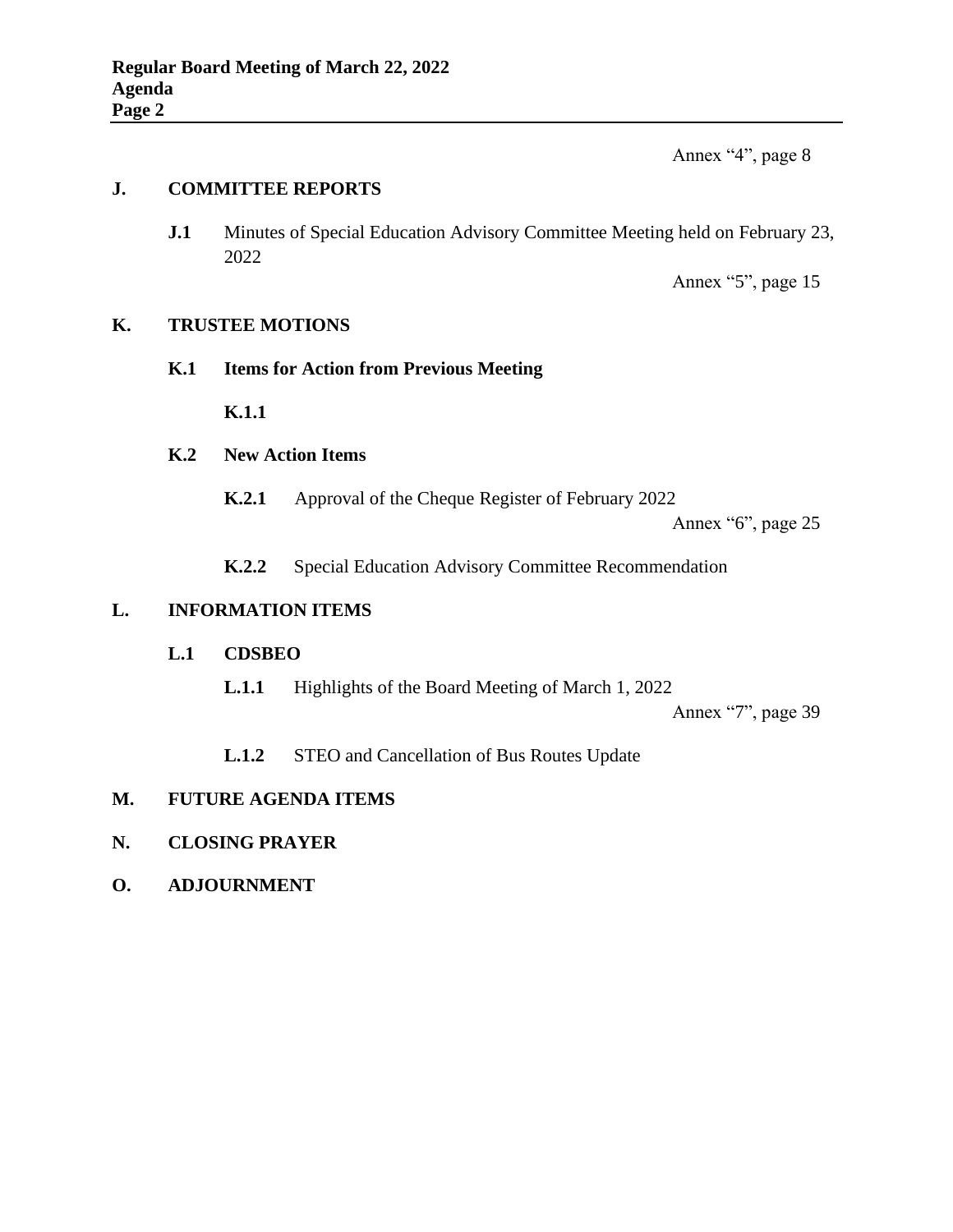Annex "4", page 8

## J. COMMITTEE REPORTS

**J.1** Minutes of Special Education Advisory Committee Meeting held on February 23, 2022

Annex "5", page 15

## K. TRUSTEE MOTIONS

### K.1 Items for Action from Previous Meeting

**K.1.1**

### K.2 New Action Items

**K.2.1** Approval of the Cheque Register of February 2022

Annex "6", page 25

**K.2.2** Special Education Advisory Committee Recommendation

## L. INFORMATION ITEMS

### L.1 CDSBEO

**L.1.1** Highlights of the Board Meeting of March 1, 2022

Annex "7", page 39

**L.1.2** STEO and Cancellation of Bus Routes Update

## M. FUTURE AGENDA ITEMS

## N. CLOSING PRAYER

## O. ADJOURNMENT